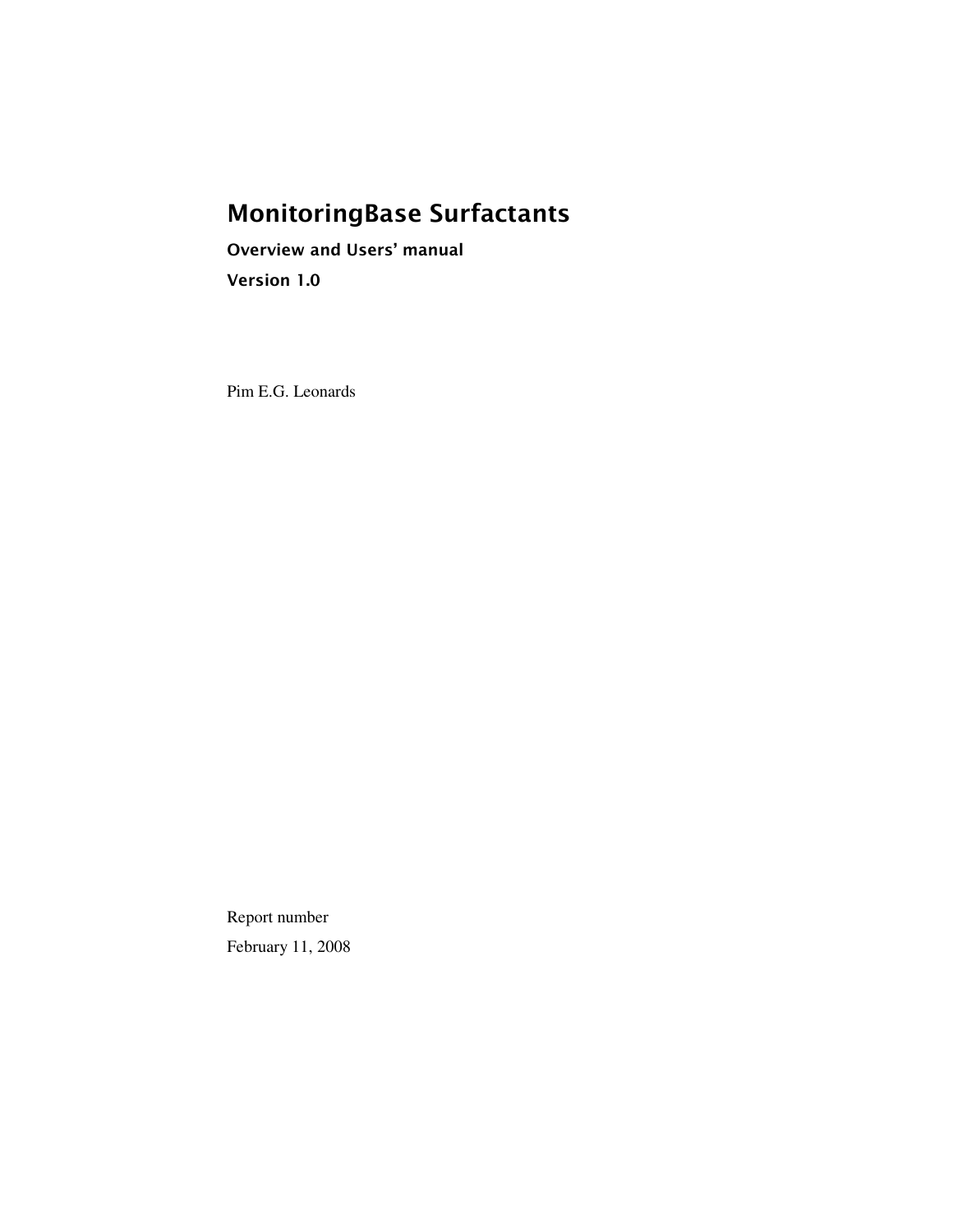# MonitoringBase Surfactants

## Overview and Users' manual

## Version 1.0

Pim E.G. Leonards

Report number

February 11, 2008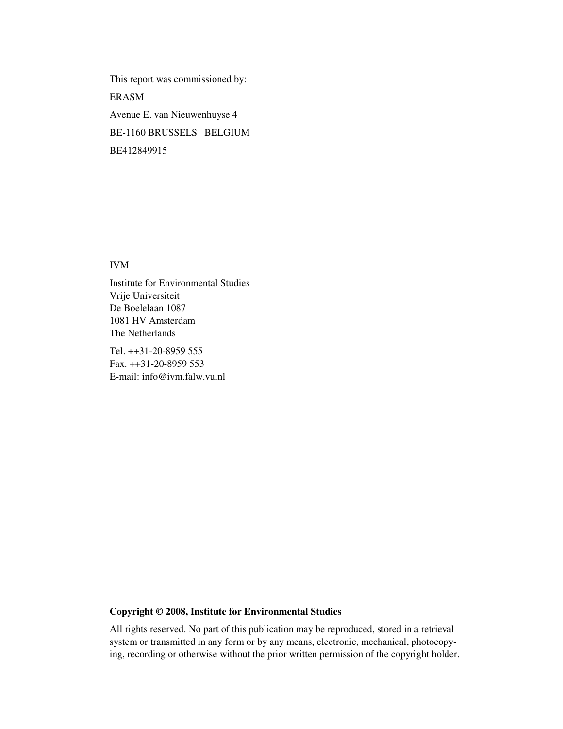This report was commissioned by:

ERASM

Avenue E. van Nieuwenhuyse 4

BE-1160 BRUSSELS   BELGIUM

BE412849915

IVM

Institute for Environmental Studies
Vrije Universiteit
De Boelelaan 1087
1081 HV Amsterdam
The Netherlands

Tel. ++31-20-8959 555
Fax. ++31-20-8959 553
E-mail: info@ivm.falw.vu.nl

**Copyright © 2008, Institute for Environmental Studies**

All rights reserved. No part of this publication may be reproduced, stored in a retrieval system or transmitted in any form or by any means, electronic, mechanical, photocopying, recording or otherwise without the prior written permission of the copyright holder.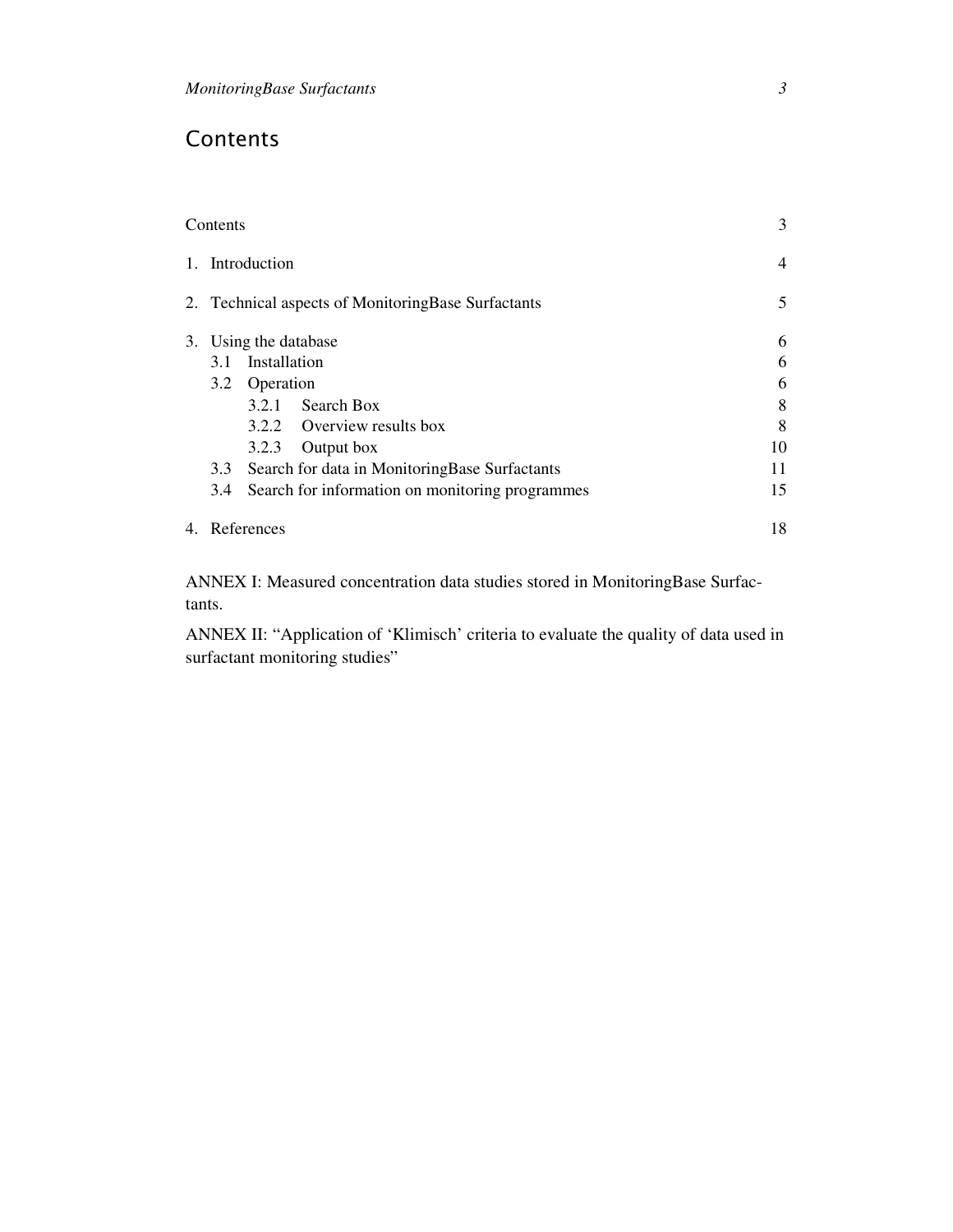# Contents

| | |
|---|---|
| Contents | 3 |
| 1. Introduction | 4 |
| 2. Technical aspects of MonitoringBase Surfactants | 5 |
| 3. Using the database | 6 |
| 3.1 Installation | 6 |
| 3.2 Operation | 6 |
| 3.2.1 Search Box | 8 |
| 3.2.2 Overview results box | 8 |
| 3.2.3 Output box | 10 |
| 3.3 Search for data in MonitoringBase Surfactants | 11 |
| 3.4 Search for information on monitoring programmes | 15 |
| 4. References | 18 |

ANNEX I: Measured concentration data studies stored in MonitoringBase Surfactants.

ANNEX II: "Application of 'Klimisch' criteria to evaluate the quality of data used in surfactant monitoring studies"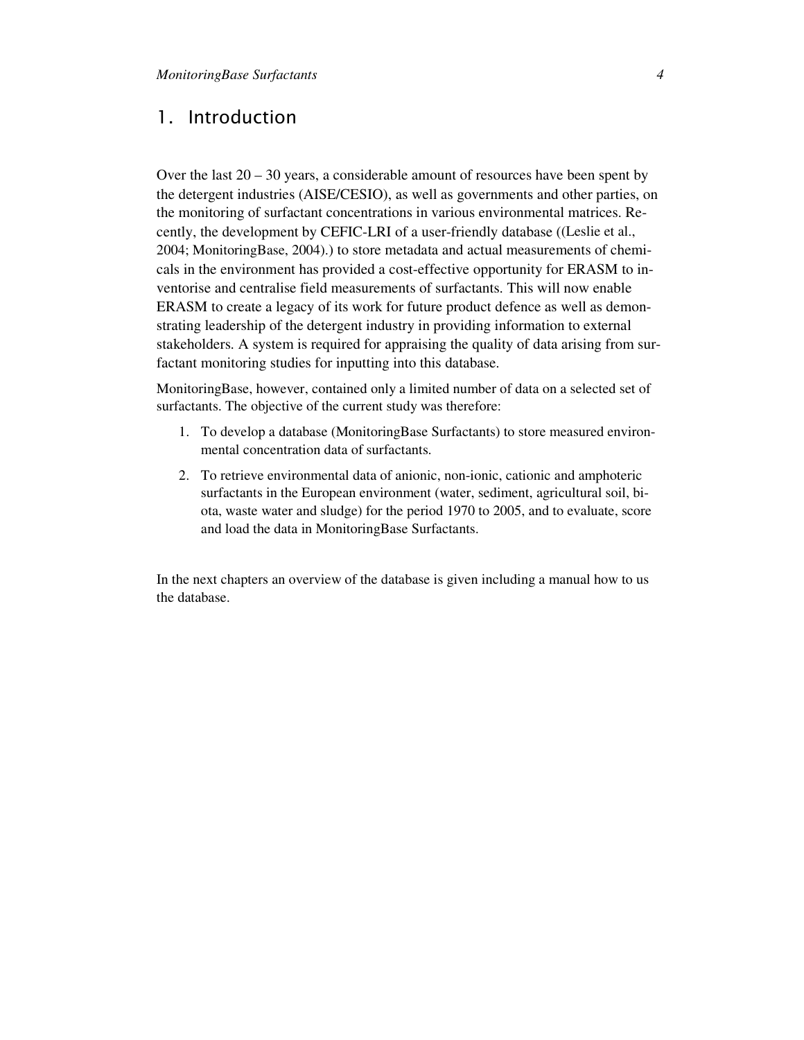# 1. Introduction

Over the last 20 – 30 years, a considerable amount of resources have been spent by the detergent industries (AISE/CESIO), as well as governments and other parties, on the monitoring of surfactant concentrations in various environmental matrices. Recently, the development by CEFIC-LRI of a user-friendly database ((Leslie et al., 2004; MonitoringBase, 2004).) to store metadata and actual measurements of chemicals in the environment has provided a cost-effective opportunity for ERASM to inventorise and centralise field measurements of surfactants. This will now enable ERASM to create a legacy of its work for future product defence as well as demonstrating leadership of the detergent industry in providing information to external stakeholders. A system is required for appraising the quality of data arising from surfactant monitoring studies for inputting into this database.

MonitoringBase, however, contained only a limited number of data on a selected set of surfactants. The objective of the current study was therefore:

1. To develop a database (MonitoringBase Surfactants) to store measured environmental concentration data of surfactants.
2. To retrieve environmental data of anionic, non-ionic, cationic and amphoteric surfactants in the European environment (water, sediment, agricultural soil, biota, waste water and sludge) for the period 1970 to 2005, and to evaluate, score and load the data in MonitoringBase Surfactants.

In the next chapters an overview of the database is given including a manual how to us the database.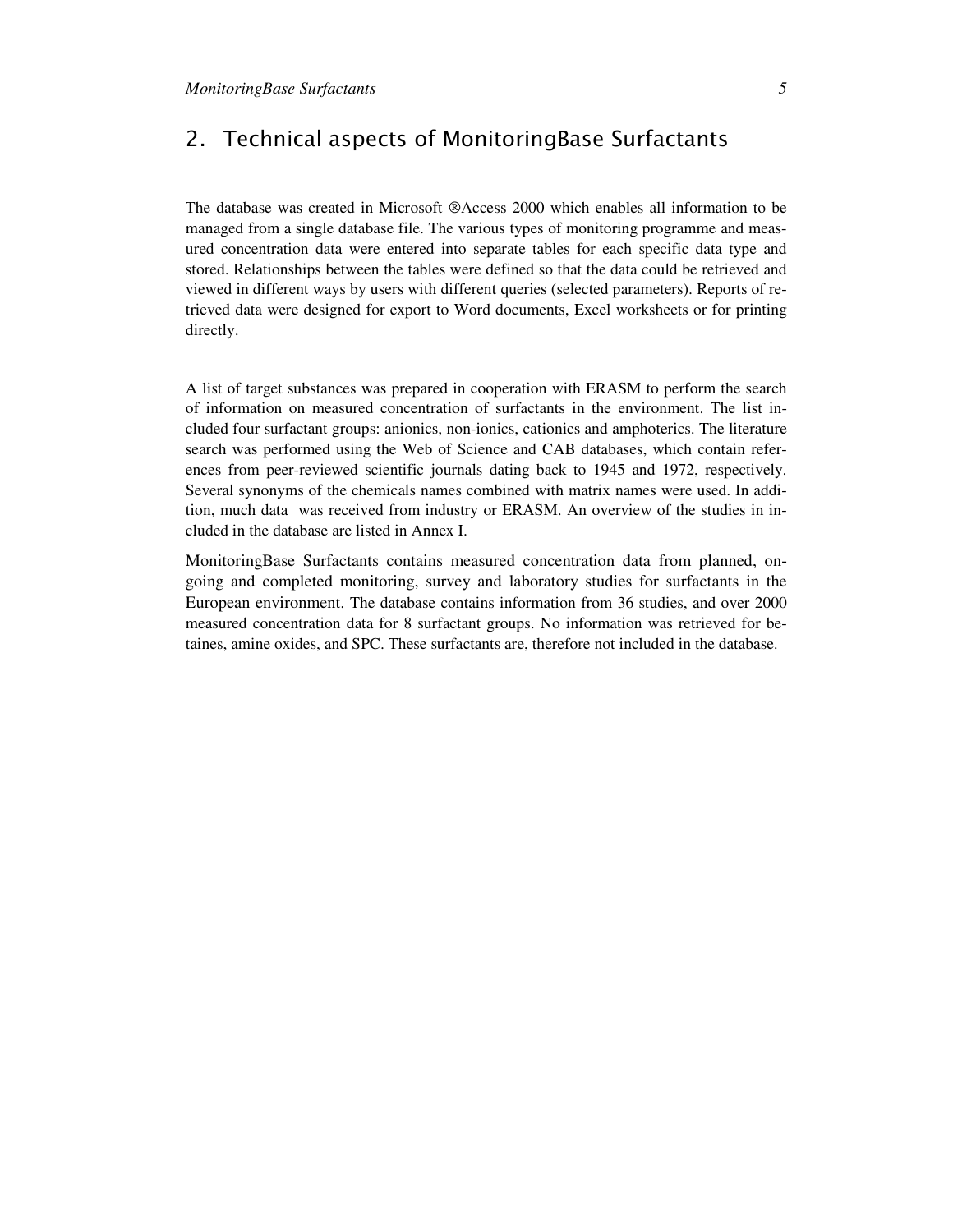## 2. Technical aspects of MonitoringBase Surfactants

The database was created in Microsoft ®Access 2000 which enables all information to be managed from a single database file. The various types of monitoring programme and measured concentration data were entered into separate tables for each specific data type and stored. Relationships between the tables were defined so that the data could be retrieved and viewed in different ways by users with different queries (selected parameters). Reports of retrieved data were designed for export to Word documents, Excel worksheets or for printing directly.

A list of target substances was prepared in cooperation with ERASM to perform the search of information on measured concentration of surfactants in the environment. The list included four surfactant groups: anionics, non-ionics, cationics and amphoterics. The literature search was performed using the Web of Science and CAB databases, which contain references from peer-reviewed scientific journals dating back to 1945 and 1972, respectively. Several synonyms of the chemicals names combined with matrix names were used. In addition, much data was received from industry or ERASM. An overview of the studies in included in the database are listed in Annex I.

MonitoringBase Surfactants contains measured concentration data from planned, ongoing and completed monitoring, survey and laboratory studies for surfactants in the European environment. The database contains information from 36 studies, and over 2000 measured concentration data for 8 surfactant groups. No information was retrieved for betaines, amine oxides, and SPC. These surfactants are, therefore not included in the database.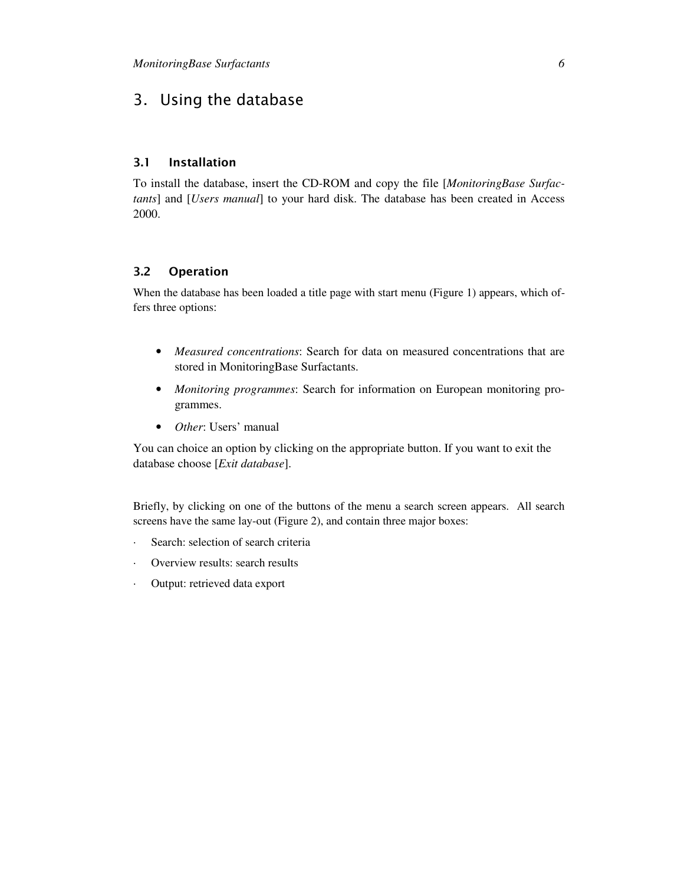# 3. Using the database

## 3.1 Installation

To install the database, insert the CD-ROM and copy the file [*MonitoringBase Surfactants*] and [*Users manual*] to your hard disk. The database has been created in Access 2000.

## 3.2 Operation

When the database has been loaded a title page with start menu (Figure 1) appears, which offers three options:

- *Measured concentrations*: Search for data on measured concentrations that are stored in MonitoringBase Surfactants.
- *Monitoring programmes*: Search for information on European monitoring programmes.
- *Other*: Users' manual

You can choice an option by clicking on the appropriate button. If you want to exit the database choose [*Exit database*].

Briefly, by clicking on one of the buttons of the menu a search screen appears. All search screens have the same lay-out (Figure 2), and contain three major boxes:

- Search: selection of search criteria
- Overview results: search results
- Output: retrieved data export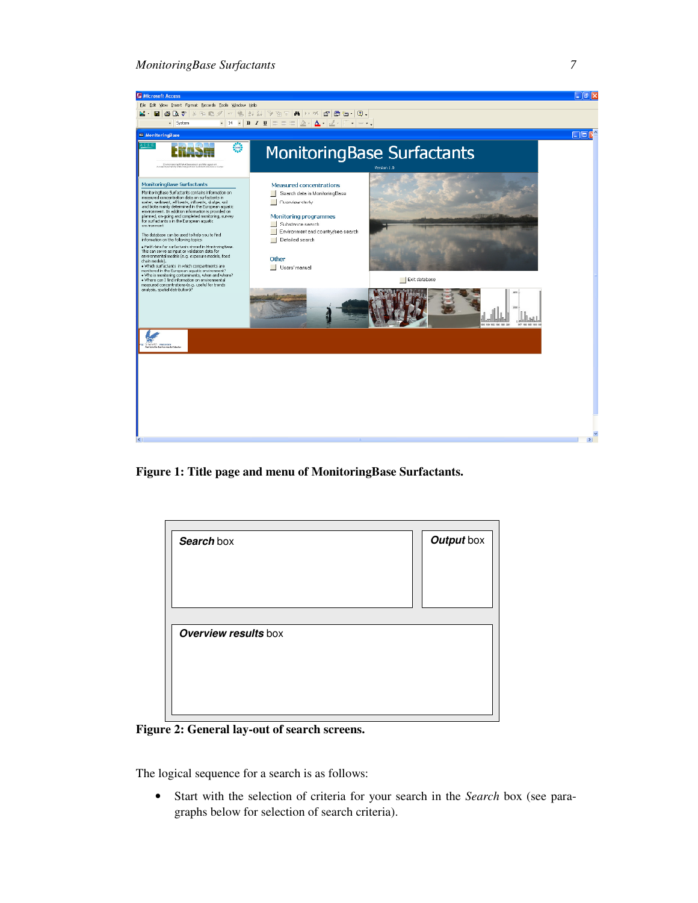Figure 1: Title page and menu of MonitoringBase Surfactants.

***Search*** box

***Output*** box

***Overview results*** box

**Figure 2: General lay-out of search screens.**

The logical sequence for a search is as follows:

- Start with the selection of criteria for your search in the *Search* box (see paragraphs below for selection of search criteria).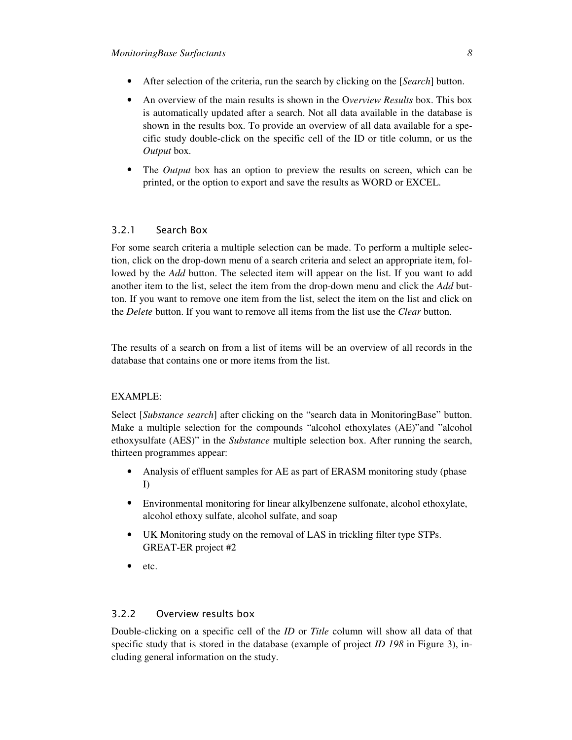- After selection of the criteria, run the search by clicking on the [*Search*] button.
- An overview of the main results is shown in the O*verview Results* box. This box is automatically updated after a search. Not all data available in the database is shown in the results box. To provide an overview of all data available for a specific study double-click on the specific cell of the ID or title column, or us the *Output* box.
- The *Output* box has an option to preview the results on screen, which can be printed, or the option to export and save the results as WORD or EXCEL.

### 3.2.1 Search Box

For some search criteria a multiple selection can be made. To perform a multiple selection, click on the drop-down menu of a search criteria and select an appropriate item, followed by the *Add* button. The selected item will appear on the list. If you want to add another item to the list, select the item from the drop-down menu and click the *Add* button. If you want to remove one item from the list, select the item on the list and click on the *Delete* button. If you want to remove all items from the list use the *Clear* button.

The results of a search on from a list of items will be an overview of all records in the database that contains one or more items from the list.

EXAMPLE:

Select [*Substance search*] after clicking on the "search data in MonitoringBase" button. Make a multiple selection for the compounds "alcohol ethoxylates (AE)"and "alcohol ethoxysulfate (AES)" in the *Substance* multiple selection box. After running the search, thirteen programmes appear:

- Analysis of effluent samples for AE as part of ERASM monitoring study (phase I)
- Environmental monitoring for linear alkylbenzene sulfonate, alcohol ethoxylate, alcohol ethoxy sulfate, alcohol sulfate, and soap
- UK Monitoring study on the removal of LAS in trickling filter type STPs. GREAT-ER project #2
- etc.

### 3.2.2 Overview results box

Double-clicking on a specific cell of the *ID* or *Title* column will show all data of that specific study that is stored in the database (example of project *ID 198* in Figure 3), including general information on the study.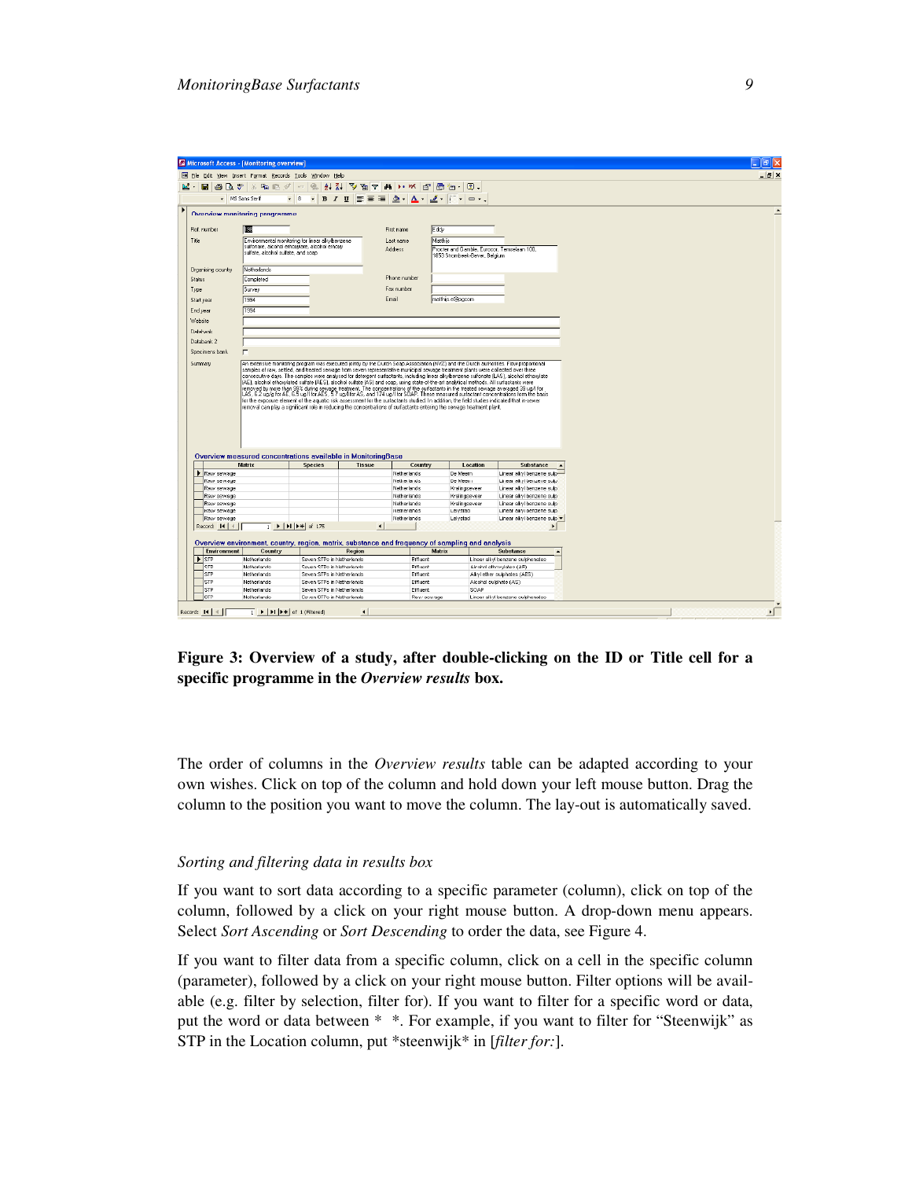**Figure 3: Overview of a study, after double-clicking on the ID or Title cell for a specific programme in the *Overview results* box.**

The order of columns in the *Overview results* table can be adapted according to your own wishes. Click on top of the column and hold down your left mouse button. Drag the column to the position you want to move the column. The lay-out is automatically saved.

*Sorting and filtering data in results box*

If you want to sort data according to a specific parameter (column), click on top of the column, followed by a click on your right mouse button. A drop-down menu appears. Select *Sort Ascending* or *Sort Descending* to order the data, see Figure 4.

If you want to filter data from a specific column, click on a cell in the specific column (parameter), followed by a click on your right mouse button. Filter options will be available (e.g. filter by selection, filter for). If you want to filter for a specific word or data, put the word or data between * *. For example, if you want to filter for "Steenwijk" as STP in the Location column, put *steenwijk* in [*filter for:*].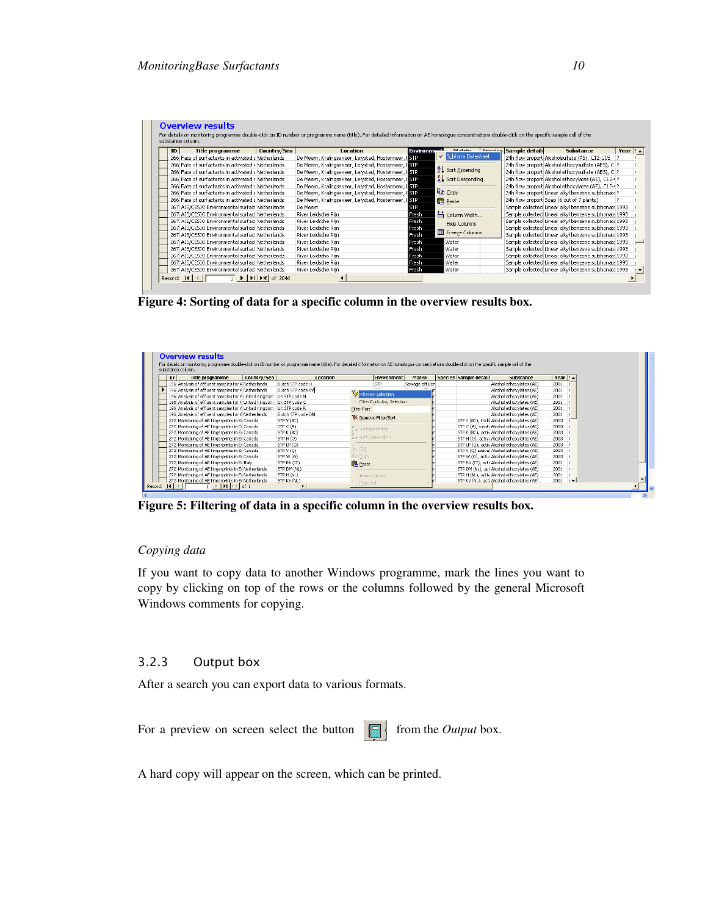Figure 4: Sorting of data for a specific column in the overview results box.

Figure 5: Filtering of data in a specific column in the overview results box.

*Copying data*

If you want to copy data to another Windows programme, mark the lines you want to copy by clicking on top of the rows or the columns followed by the general Microsoft Windows comments for copying.

### 3.2.3 Output box

After a search you can export data to various formats.

For a preview on screen select the button from the *Output* box.

A hard copy will appear on the screen, which can be printed.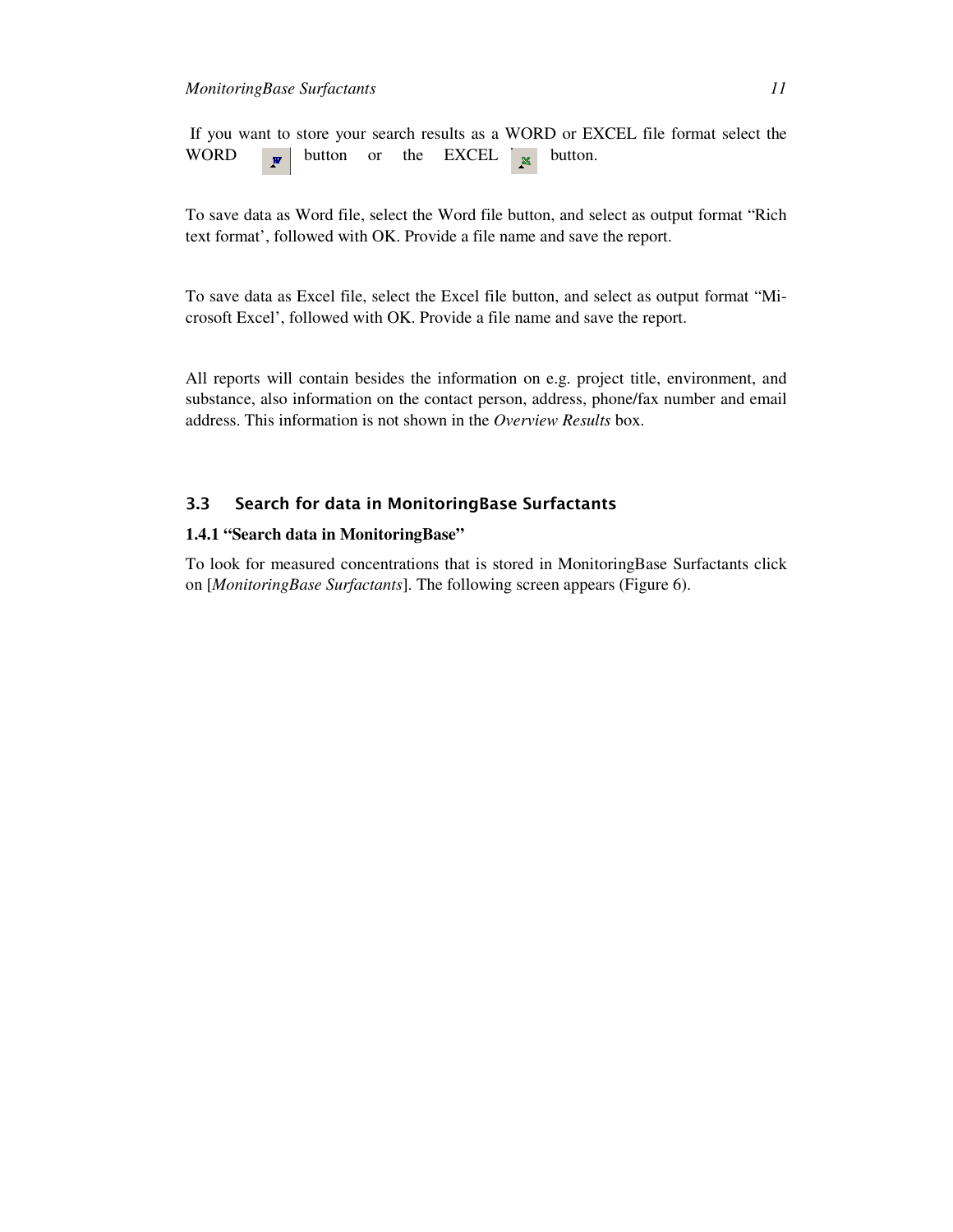If you want to store your search results as a WORD or EXCEL file format select the WORD button or the EXCEL button.

To save data as Word file, select the Word file button, and select as output format “Rich text format’, followed with OK. Provide a file name and save the report.

To save data as Excel file, select the Excel file button, and select as output format “Microsoft Excel’, followed with OK. Provide a file name and save the report.

All reports will contain besides the information on e.g. project title, environment, and substance, also information on the contact person, address, phone/fax number and email address. This information is not shown in the *Overview Results* box.

## 3.3 Search for data in MonitoringBase Surfactants

### 1.4.1 “Search data in MonitoringBase”

To look for measured concentrations that is stored in MonitoringBase Surfactants click on [*MonitoringBase Surfactants*]. The following screen appears (Figure 6).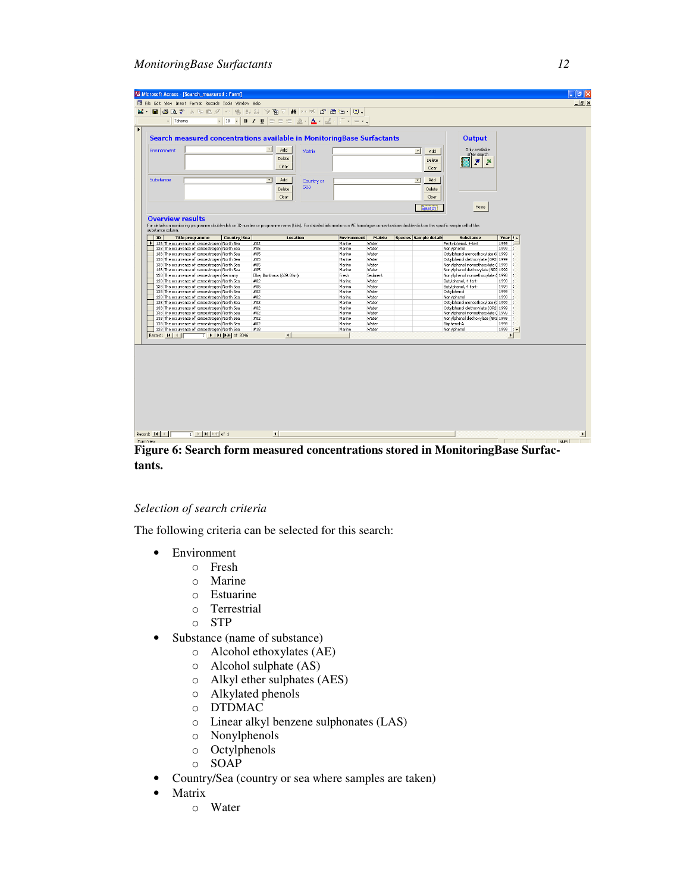**Figure 6: Search form measured concentrations stored in MonitoringBase Surfactants.**

*Selection of search criteria*

The following criteria can be selected for this search:

- Environment
  - Fresh
  - Marine
  - Estuarine
  - Terrestrial
  - STP
- Substance (name of substance)
  - Alcohol ethoxylates (AE)
  - Alcohol sulphate (AS)
  - Alkyl ether sulphates (AES)
  - Alkylated phenols
  - DTDMAC
  - Linear alkyl benzene sulphonates (LAS)
  - Nonylphenols
  - Octylphenols
  - SOAP
- Country/Sea (country or sea where samples are taken)
- Matrix
  - Water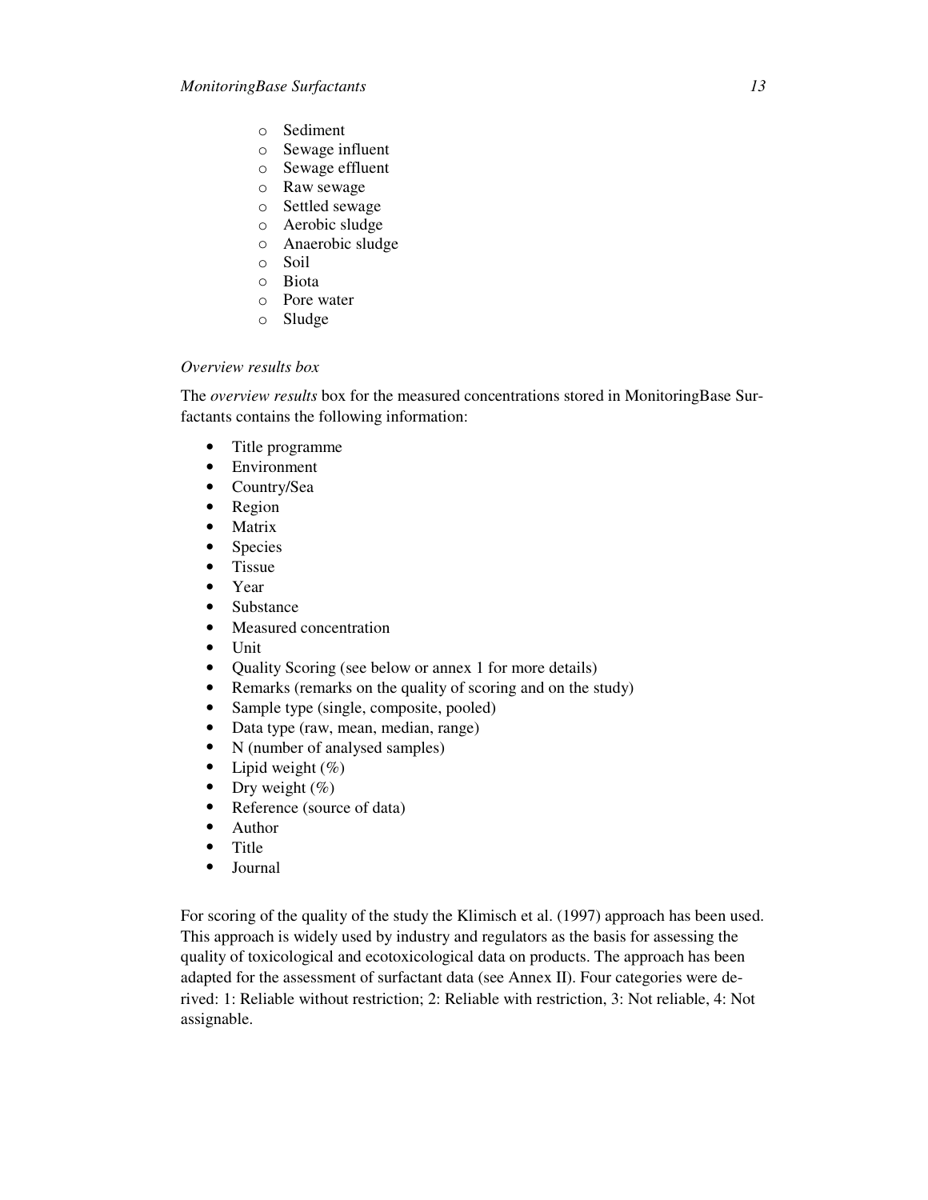- Sediment
  - Sewage influent
  - Sewage effluent
  - Raw sewage
  - Settled sewage
  - Aerobic sludge
  - Anaerobic sludge
  - Soil
  - Biota
  - Pore water
  - Sludge

*Overview results box*

The *overview results* box for the measured concentrations stored in MonitoringBase Surfactants contains the following information:

- Title programme
- Environment
- Country/Sea
- Region
- Matrix
- Species
- Tissue
- Year
- Substance
- Measured concentration
- Unit
- Quality Scoring (see below or annex 1 for more details)
- Remarks (remarks on the quality of scoring and on the study)
- Sample type (single, composite, pooled)
- Data type (raw, mean, median, range)
- N (number of analysed samples)
- Lipid weight (%)
- Dry weight (%)
- Reference (source of data)
- Author
- Title
- Journal

For scoring of the quality of the study the Klimisch et al. (1997) approach has been used. This approach is widely used by industry and regulators as the basis for assessing the quality of toxicological and ecotoxicological data on products. The approach has been adapted for the assessment of surfactant data (see Annex II). Four categories were derived: 1: Reliable without restriction; 2: Reliable with restriction, 3: Not reliable, 4: Not assignable.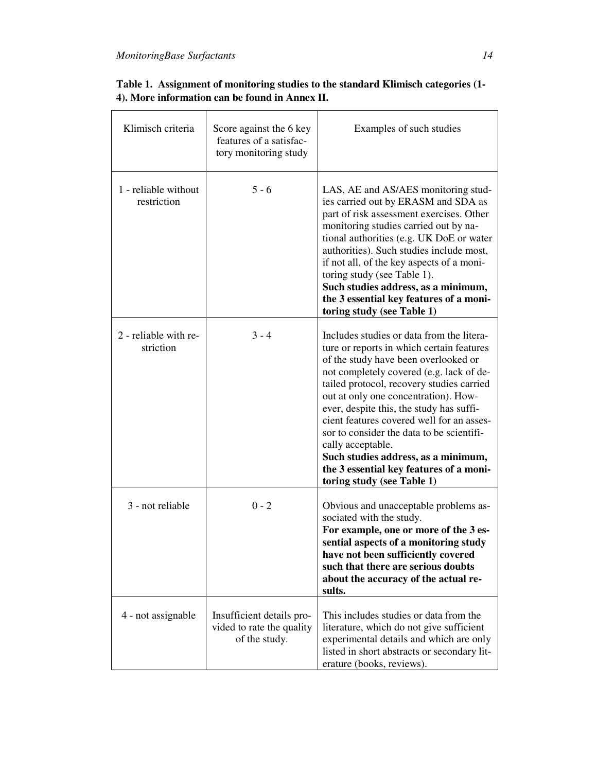**Table 1. Assignment of monitoring studies to the standard Klimisch categories (1-4). More information can be found in Annex II.**

| Klimisch criteria | Score against the 6 key features of a satisfactory monitoring study | Examples of such studies |
|---|---|---|
| 1 - reliable without restriction | 5 - 6 | LAS, AE and AS/AES monitoring studies carried out by ERASM and SDA as part of risk assessment exercises. Other monitoring studies carried out by national authorities (e.g. UK DoE or water authorities). Such studies include most, if not all, of the key aspects of a monitoring study (see Table 1). **Such studies address, as a minimum, the 3 essential key features of a monitoring study (see Table 1)** |
| 2 - reliable with restriction | 3 - 4 | Includes studies or data from the literature or reports in which certain features of the study have been overlooked or not completely covered (e.g. lack of detailed protocol, recovery studies carried out at only one concentration). However, despite this, the study has sufficient features covered well for an assessor to consider the data to be scientifically acceptable. **Such studies address, as a minimum, the 3 essential key features of a monitoring study (see Table 1)** |
| 3 - not reliable | 0 - 2 | Obvious and unacceptable problems associated with the study. **For example, one or more of the 3 essential aspects of a monitoring study have not been sufficiently covered such that there are serious doubts about the accuracy of the actual results.** |
| 4 - not assignable | Insufficient details provided to rate the quality of the study. | This includes studies or data from the literature, which do not give sufficient experimental details and which are only listed in short abstracts or secondary literature (books, reviews). |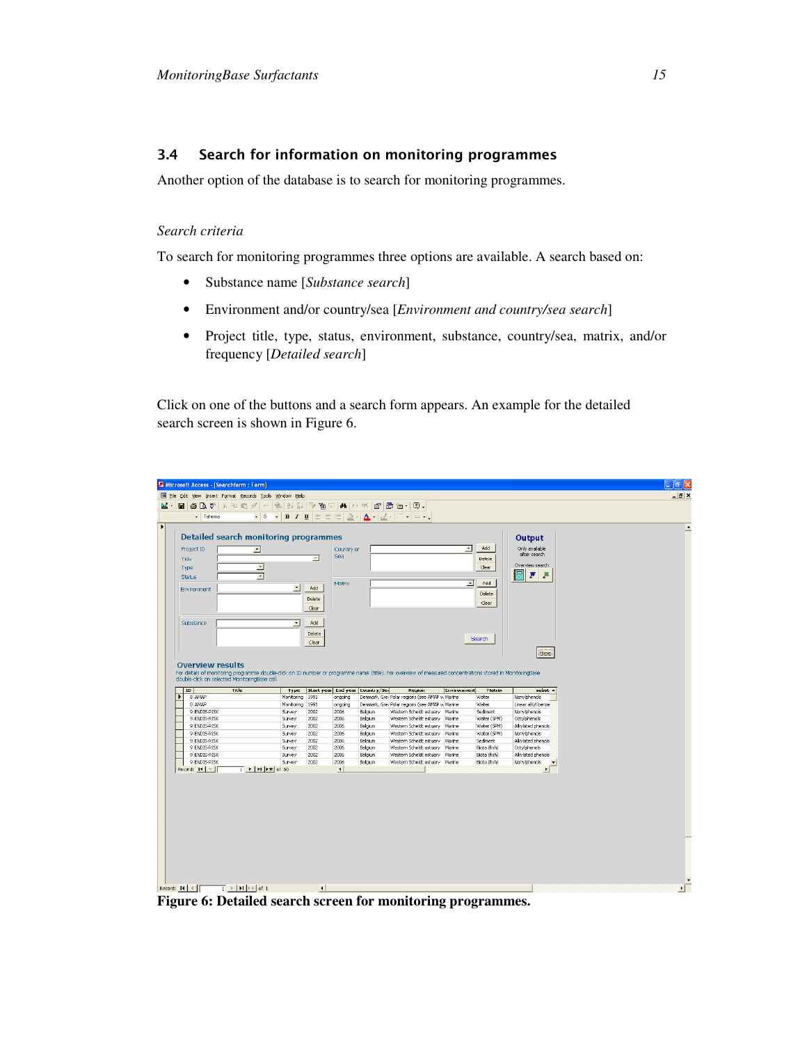## 3.4 Search for information on monitoring programmes

Another option of the database is to search for monitoring programmes.

*Search criteria*

To search for monitoring programmes three options are available. A search based on:

- Substance name [*Substance search*]
- Environment and/or country/sea [*Environment and country/sea search*]
- Project title, type, status, environment, substance, country/sea, matrix, and/or frequency [*Detailed search*]

Click on one of the buttons and a search form appears. An example for the detailed search screen is shown in Figure 6.

**Figure 6: Detailed search screen for monitoring programmes.**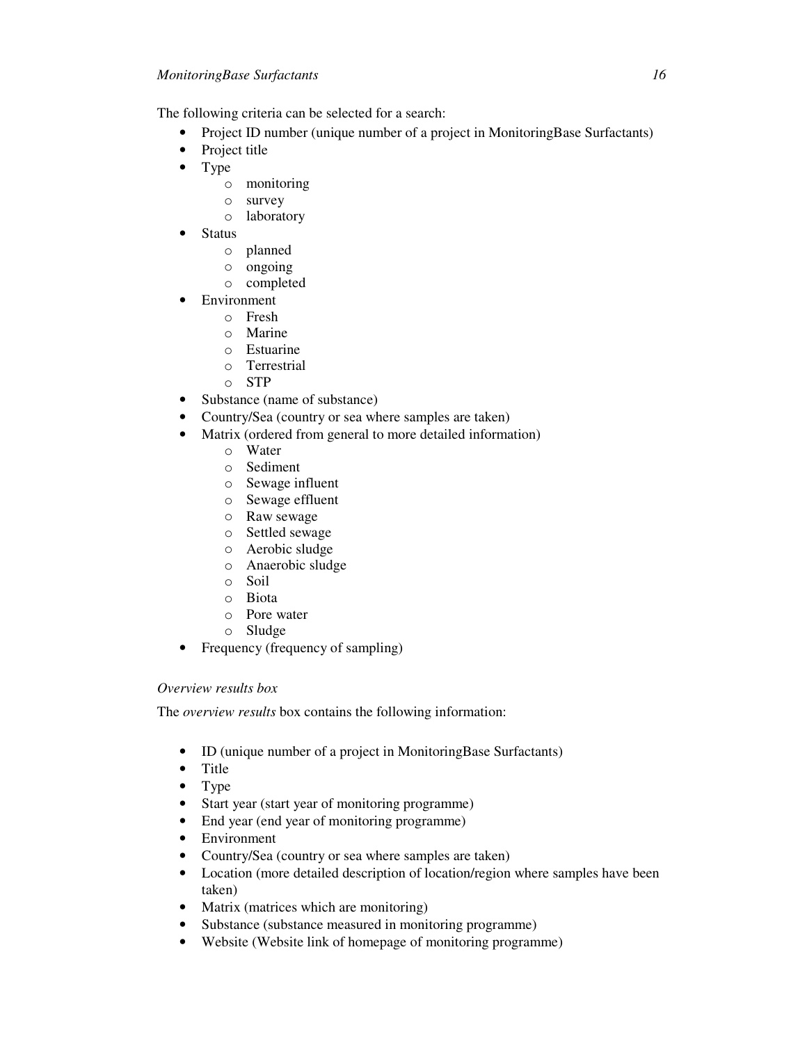The following criteria can be selected for a search:

- Project ID number (unique number of a project in MonitoringBase Surfactants)
- Project title
- Type
  - monitoring
  - survey
  - laboratory
- Status
  - planned
  - ongoing
  - completed
- Environment
  - Fresh
  - Marine
  - Estuarine
  - Terrestrial
  - STP
- Substance (name of substance)
- Country/Sea (country or sea where samples are taken)
- Matrix (ordered from general to more detailed information)
  - Water
  - Sediment
  - Sewage influent
  - Sewage effluent
  - Raw sewage
  - Settled sewage
  - Aerobic sludge
  - Anaerobic sludge
  - Soil
  - Biota
  - Pore water
  - Sludge
- Frequency (frequency of sampling)

*Overview results box*

The *overview results* box contains the following information:

- ID (unique number of a project in MonitoringBase Surfactants)
- Title
- Type
- Start year (start year of monitoring programme)
- End year (end year of monitoring programme)
- Environment
- Country/Sea (country or sea where samples are taken)
- Location (more detailed description of location/region where samples have been taken)
- Matrix (matrices which are monitoring)
- Substance (substance measured in monitoring programme)
- Website (Website link of homepage of monitoring programme)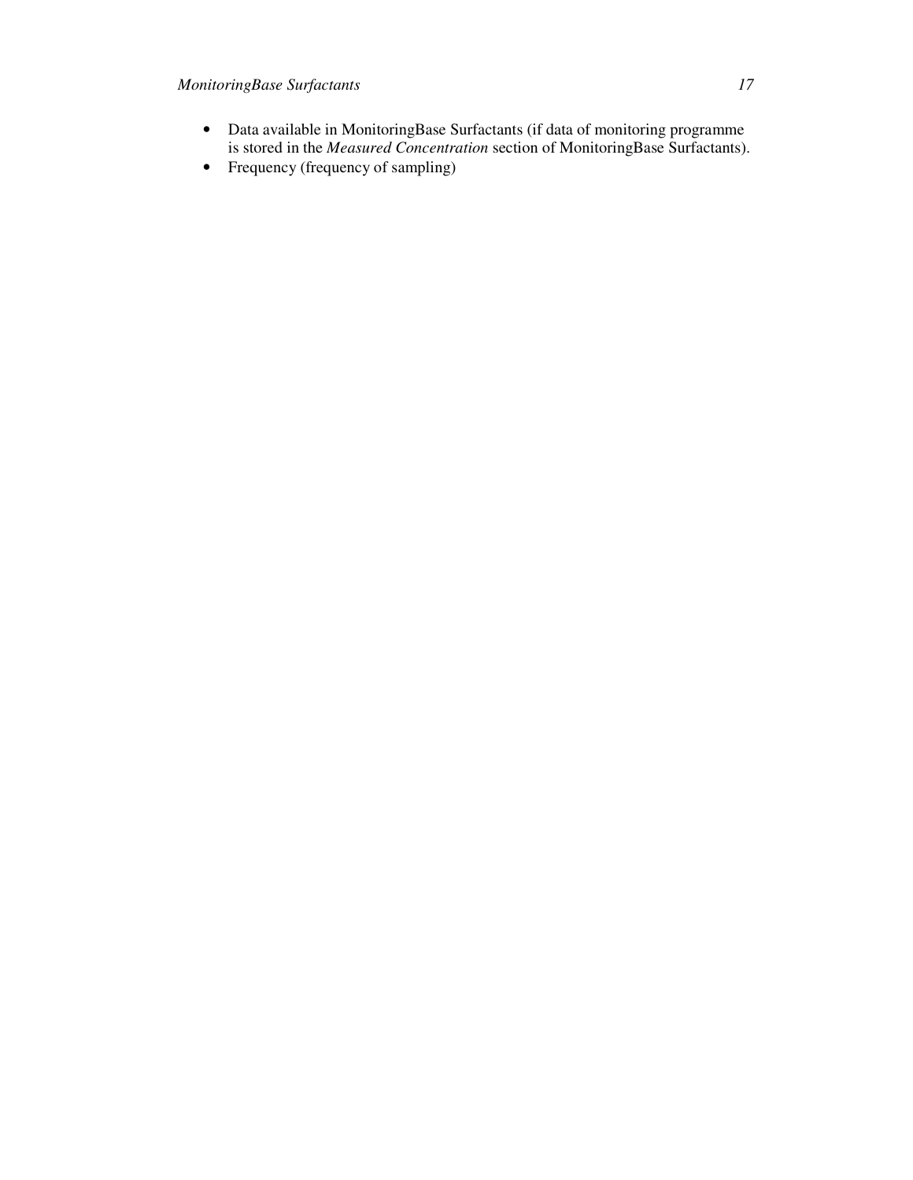- Data available in MonitoringBase Surfactants (if data of monitoring programme is stored in the *Measured Concentration* section of MonitoringBase Surfactants).
- Frequency (frequency of sampling)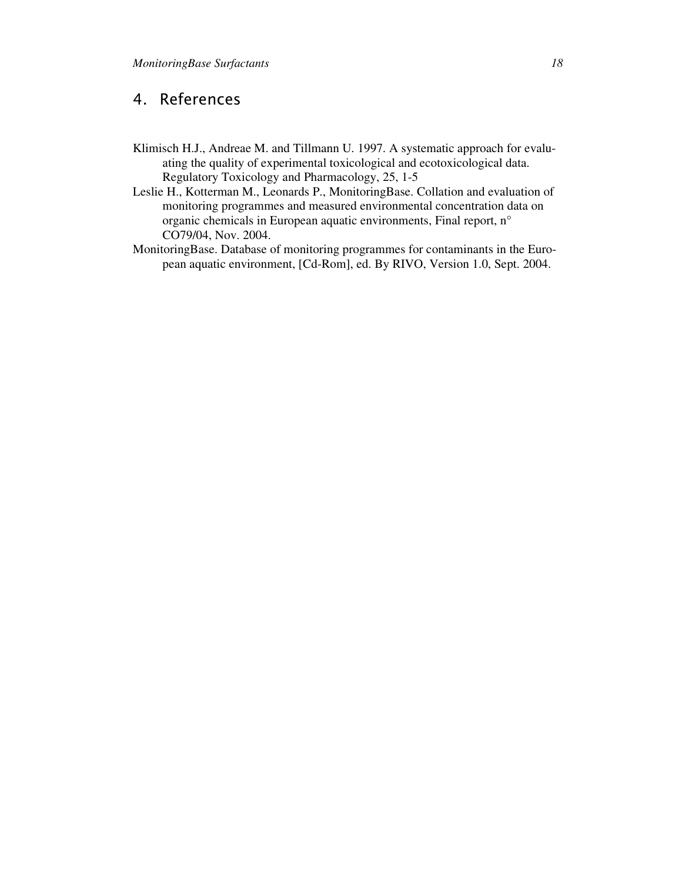# 4. References

Klimisch H.J., Andreae M. and Tillmann U. 1997. A systematic approach for evaluating the quality of experimental toxicological and ecotoxicological data. Regulatory Toxicology and Pharmacology, 25, 1-5

Leslie H., Kotterman M., Leonards P., MonitoringBase. Collation and evaluation of monitoring programmes and measured environmental concentration data on organic chemicals in European aquatic environments, Final report, n° CO79/04, Nov. 2004.

MonitoringBase. Database of monitoring programmes for contaminants in the European aquatic environment, [Cd-Rom], ed. By RIVO, Version 1.0, Sept. 2004.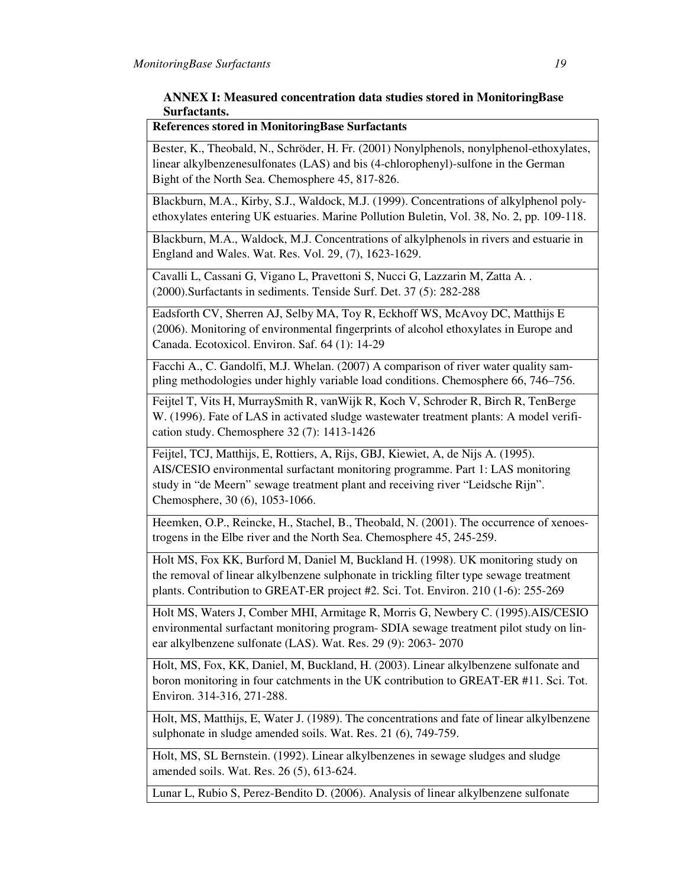**ANNEX I: Measured concentration data studies stored in MonitoringBase Surfactants.**

| **References stored in MonitoringBase Surfactants** |
|---|
| Bester, K., Theobald, N., Schröder, H. Fr. (2001) Nonylphenols, nonylphenol-ethoxylates, linear alkylbenzenesulfonates (LAS) and bis (4-chlorophenyl)-sulfone in the German Bight of the North Sea. Chemosphere 45, 817-826. |
| Blackburn, M.A., Kirby, S.J., Waldock, M.J. (1999). Concentrations of alkylphenol polyethoxylates entering UK estuaries. Marine Pollution Buletin, Vol. 38, No. 2, pp. 109-118. |
| Blackburn, M.A., Waldock, M.J. Concentrations of alkylphenols in rivers and estuarie in England and Wales. Wat. Res. Vol. 29, (7), 1623-1629. |
| Cavalli L, Cassani G, Vigano L, Pravettoni S, Nucci G, Lazzarin M, Zatta A. . (2000).Surfactants in sediments. Tenside Surf. Det. 37 (5): 282-288 |
| Eadsforth CV, Sherren AJ, Selby MA, Toy R, Eckhoff WS, McAvoy DC, Matthijs E (2006). Monitoring of environmental fingerprints of alcohol ethoxylates in Europe and Canada. Ecotoxicol. Environ. Saf. 64 (1): 14-29 |
| Facchi A., C. Gandolfi, M.J. Whelan. (2007) A comparison of river water quality sampling methodologies under highly variable load conditions. Chemosphere 66, 746–756. |
| Feijtel T, Vits H, MurraySmith R, vanWijk R, Koch V, Schroder R, Birch R, TenBerge W. (1996). Fate of LAS in activated sludge wastewater treatment plants: A model verification study. Chemosphere 32 (7): 1413-1426 |
| Feijtel, TCJ, Matthijs, E, Rottiers, A, Rijs, GBJ, Kiewiet, A, de Nijs A. (1995). AIS/CESIO environmental surfactant monitoring programme. Part 1: LAS monitoring study in "de Meern" sewage treatment plant and receiving river "Leidsche Rijn". Chemosphere, 30 (6), 1053-1066. |
| Heemken, O.P., Reincke, H., Stachel, B., Theobald, N. (2001). The occurrence of xenoestrogens in the Elbe river and the North Sea. Chemosphere 45, 245-259. |
| Holt MS, Fox KK, Burford M, Daniel M, Buckland H. (1998). UK monitoring study on the removal of linear alkylbenzene sulphonate in trickling filter type sewage treatment plants. Contribution to GREAT-ER project #2. Sci. Tot. Environ. 210 (1-6): 255-269 |
| Holt MS, Waters J, Comber MHI, Armitage R, Morris G, Newbery C. (1995).AIS/CESIO environmental surfactant monitoring program- SDIA sewage treatment pilot study on linear alkylbenzene sulfonate (LAS). Wat. Res. 29 (9): 2063- 2070 |
| Holt, MS, Fox, KK, Daniel, M, Buckland, H. (2003). Linear alkylbenzene sulfonate and boron monitoring in four catchments in the UK contribution to GREAT-ER #11. Sci. Tot. Environ. 314-316, 271-288. |
| Holt, MS, Matthijs, E, Water J. (1989). The concentrations and fate of linear alkylbenzene sulphonate in sludge amended soils. Wat. Res. 21 (6), 749-759. |
| Holt, MS, SL Bernstein. (1992). Linear alkylbenzenes in sewage sludges and sludge amended soils. Wat. Res. 26 (5), 613-624. |
| Lunar L, Rubio S, Perez-Bendito D. (2006). Analysis of linear alkylbenzene sulfonate |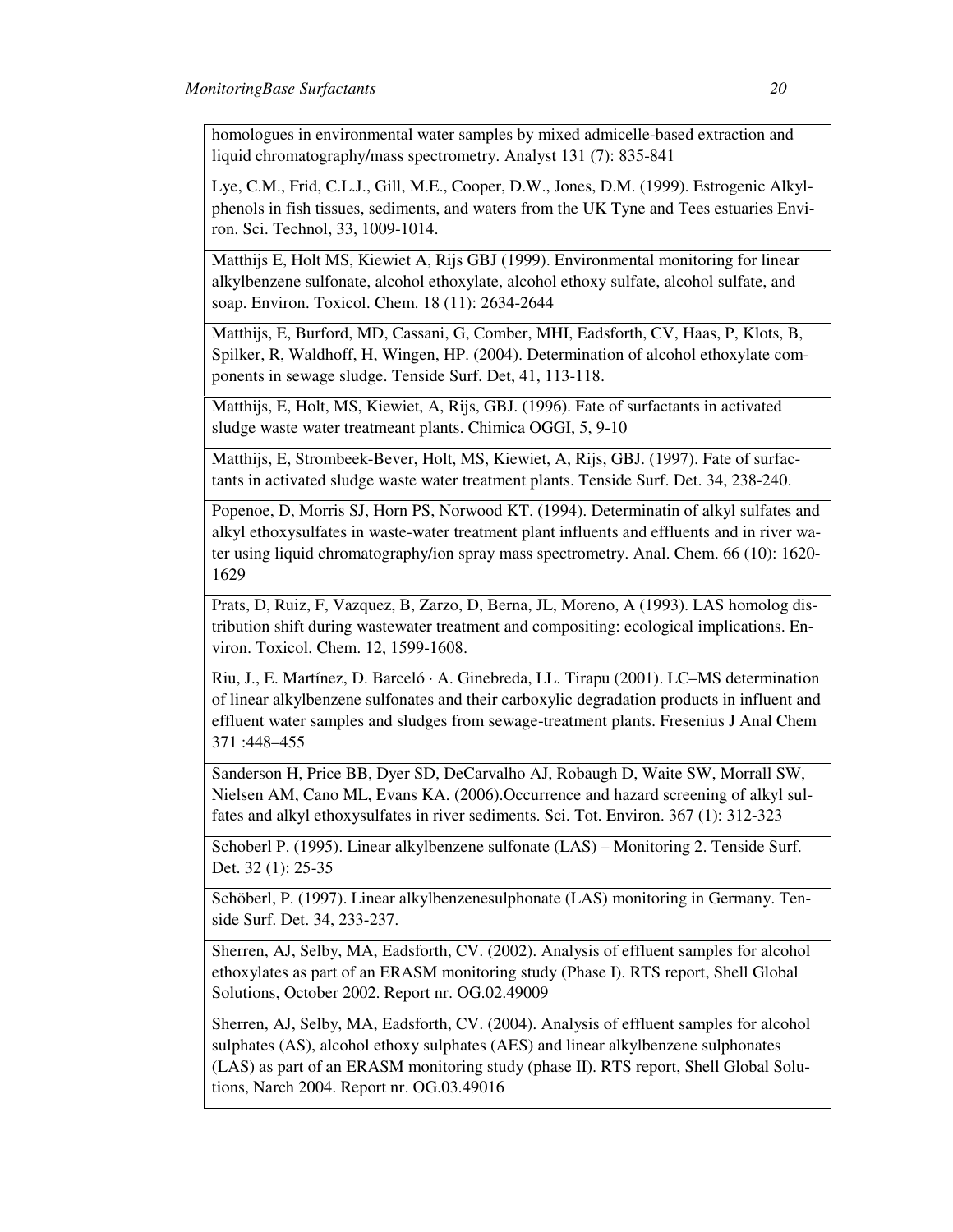homologues in environmental water samples by mixed admicelle-based extraction and liquid chromatography/mass spectrometry. Analyst 131 (7): 835-841

Lye, C.M., Frid, C.L.J., Gill, M.E., Cooper, D.W., Jones, D.M. (1999). Estrogenic Alkylphenols in fish tissues, sediments, and waters from the UK Tyne and Tees estuaries Environ. Sci. Technol, 33, 1009-1014.

Matthijs E, Holt MS, Kiewiet A, Rijs GBJ (1999). Environmental monitoring for linear alkylbenzene sulfonate, alcohol ethoxylate, alcohol ethoxy sulfate, alcohol sulfate, and soap. Environ. Toxicol. Chem. 18 (11): 2634-2644

Matthijs, E, Burford, MD, Cassani, G, Comber, MHI, Eadsforth, CV, Haas, P, Klots, B, Spilker, R, Waldhoff, H, Wingen, HP. (2004). Determination of alcohol ethoxylate components in sewage sludge. Tenside Surf. Det, 41, 113-118.

Matthijs, E, Holt, MS, Kiewiet, A, Rijs, GBJ. (1996). Fate of surfactants in activated sludge waste water treatmeant plants. Chimica OGGI, 5, 9-10

Matthijs, E, Strombeek-Bever, Holt, MS, Kiewiet, A, Rijs, GBJ. (1997). Fate of surfactants in activated sludge waste water treatment plants. Tenside Surf. Det. 34, 238-240.

Popenoe, D, Morris SJ, Horn PS, Norwood KT. (1994). Determinatin of alkyl sulfates and alkyl ethoxysulfates in waste-water treatment plant influents and effluents and in river water using liquid chromatography/ion spray mass spectrometry. Anal. Chem. 66 (10): 1620-1629

Prats, D, Ruiz, F, Vazquez, B, Zarzo, D, Berna, JL, Moreno, A (1993). LAS homolog distribution shift during wastewater treatment and compositing: ecological implications. Environ. Toxicol. Chem. 12, 1599-1608.

Riu, J., E. Martínez, D. Barceló · A. Ginebreda, LL. Tirapu (2001). LC–MS determination of linear alkylbenzene sulfonates and their carboxylic degradation products in influent and effluent water samples and sludges from sewage-treatment plants. Fresenius J Anal Chem 371 :448–455

Sanderson H, Price BB, Dyer SD, DeCarvalho AJ, Robaugh D, Waite SW, Morrall SW, Nielsen AM, Cano ML, Evans KA. (2006).Occurrence and hazard screening of alkyl sulfates and alkyl ethoxysulfates in river sediments. Sci. Tot. Environ. 367 (1): 312-323

Schoberl P. (1995). Linear alkylbenzene sulfonate (LAS) – Monitoring 2. Tenside Surf. Det. 32 (1): 25-35

Schöberl, P. (1997). Linear alkylbenzenesulphonate (LAS) monitoring in Germany. Tenside Surf. Det. 34, 233-237.

Sherren, AJ, Selby, MA, Eadsforth, CV. (2002). Analysis of effluent samples for alcohol ethoxylates as part of an ERASM monitoring study (Phase I). RTS report, Shell Global Solutions, October 2002. Report nr. OG.02.49009

Sherren, AJ, Selby, MA, Eadsforth, CV. (2004). Analysis of effluent samples for alcohol sulphates (AS), alcohol ethoxy sulphates (AES) and linear alkylbenzene sulphonates (LAS) as part of an ERASM monitoring study (phase II). RTS report, Shell Global Solutions, Narch 2004. Report nr. OG.03.49016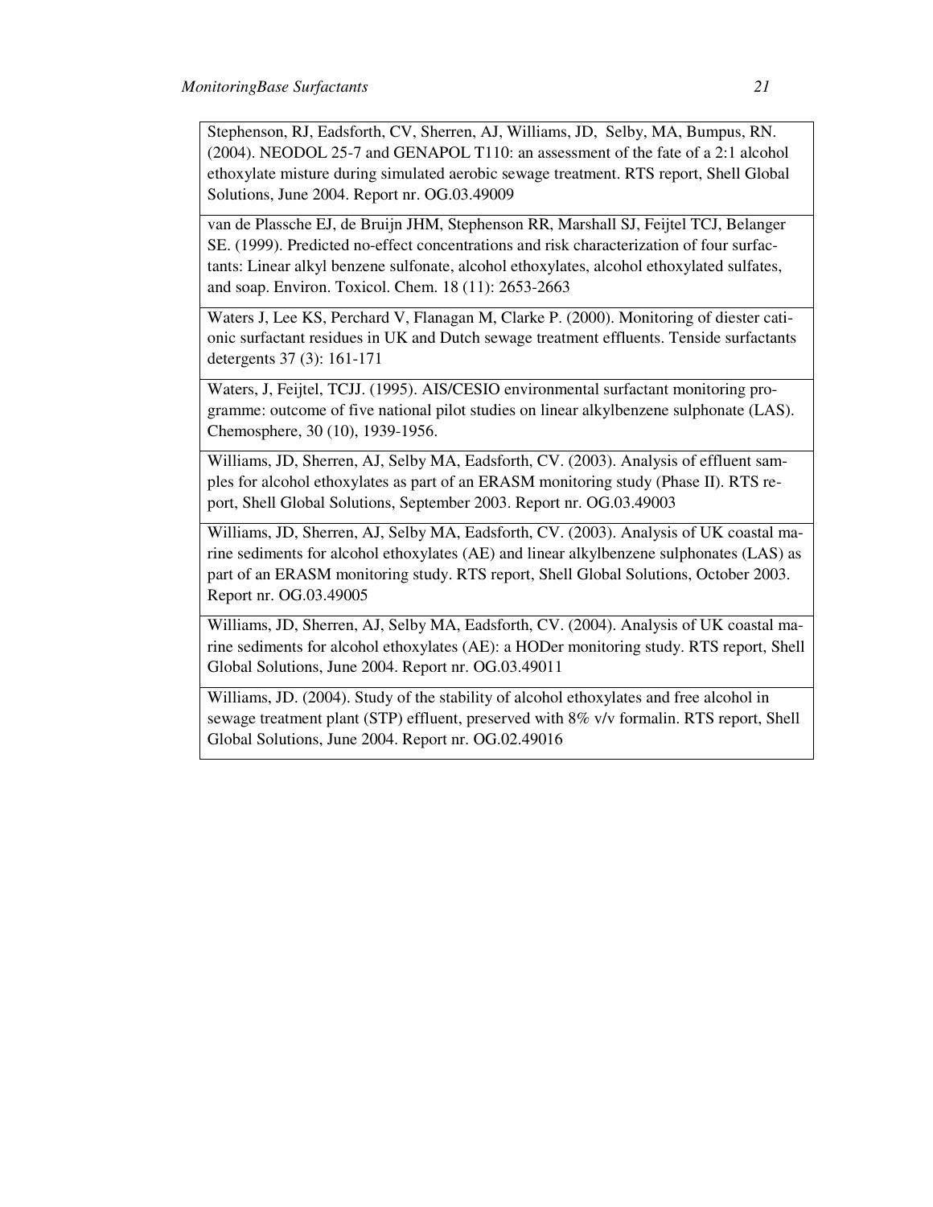Stephenson, RJ, Eadsforth, CV, Sherren, AJ, Williams, JD, Selby, MA, Bumpus, RN. (2004). NEODOL 25-7 and GENAPOL T110: an assessment of the fate of a 2:1 alcohol ethoxylate misture during simulated aerobic sewage treatment. RTS report, Shell Global Solutions, June 2004. Report nr. OG.03.49009

van de Plassche EJ, de Bruijn JHM, Stephenson RR, Marshall SJ, Feijtel TCJ, Belanger SE. (1999). Predicted no-effect concentrations and risk characterization of four surfactants: Linear alkyl benzene sulfonate, alcohol ethoxylates, alcohol ethoxylated sulfates, and soap. Environ. Toxicol. Chem. 18 (11): 2653-2663

Waters J, Lee KS, Perchard V, Flanagan M, Clarke P. (2000). Monitoring of diester cationic surfactant residues in UK and Dutch sewage treatment effluents. Tenside surfactants detergents 37 (3): 161-171

Waters, J, Feijtel, TCJJ. (1995). AIS/CESIO environmental surfactant monitoring programme: outcome of five national pilot studies on linear alkylbenzene sulphonate (LAS). Chemosphere, 30 (10), 1939-1956.

Williams, JD, Sherren, AJ, Selby MA, Eadsforth, CV. (2003). Analysis of effluent samples for alcohol ethoxylates as part of an ERASM monitoring study (Phase II). RTS report, Shell Global Solutions, September 2003. Report nr. OG.03.49003

Williams, JD, Sherren, AJ, Selby MA, Eadsforth, CV. (2003). Analysis of UK coastal marine sediments for alcohol ethoxylates (AE) and linear alkylbenzene sulphonates (LAS) as part of an ERASM monitoring study. RTS report, Shell Global Solutions, October 2003. Report nr. OG.03.49005

Williams, JD, Sherren, AJ, Selby MA, Eadsforth, CV. (2004). Analysis of UK coastal marine sediments for alcohol ethoxylates (AE): a HODer monitoring study. RTS report, Shell Global Solutions, June 2004. Report nr. OG.03.49011

Williams, JD. (2004). Study of the stability of alcohol ethoxylates and free alcohol in sewage treatment plant (STP) effluent, preserved with 8% v/v formalin. RTS report, Shell Global Solutions, June 2004. Report nr. OG.02.49016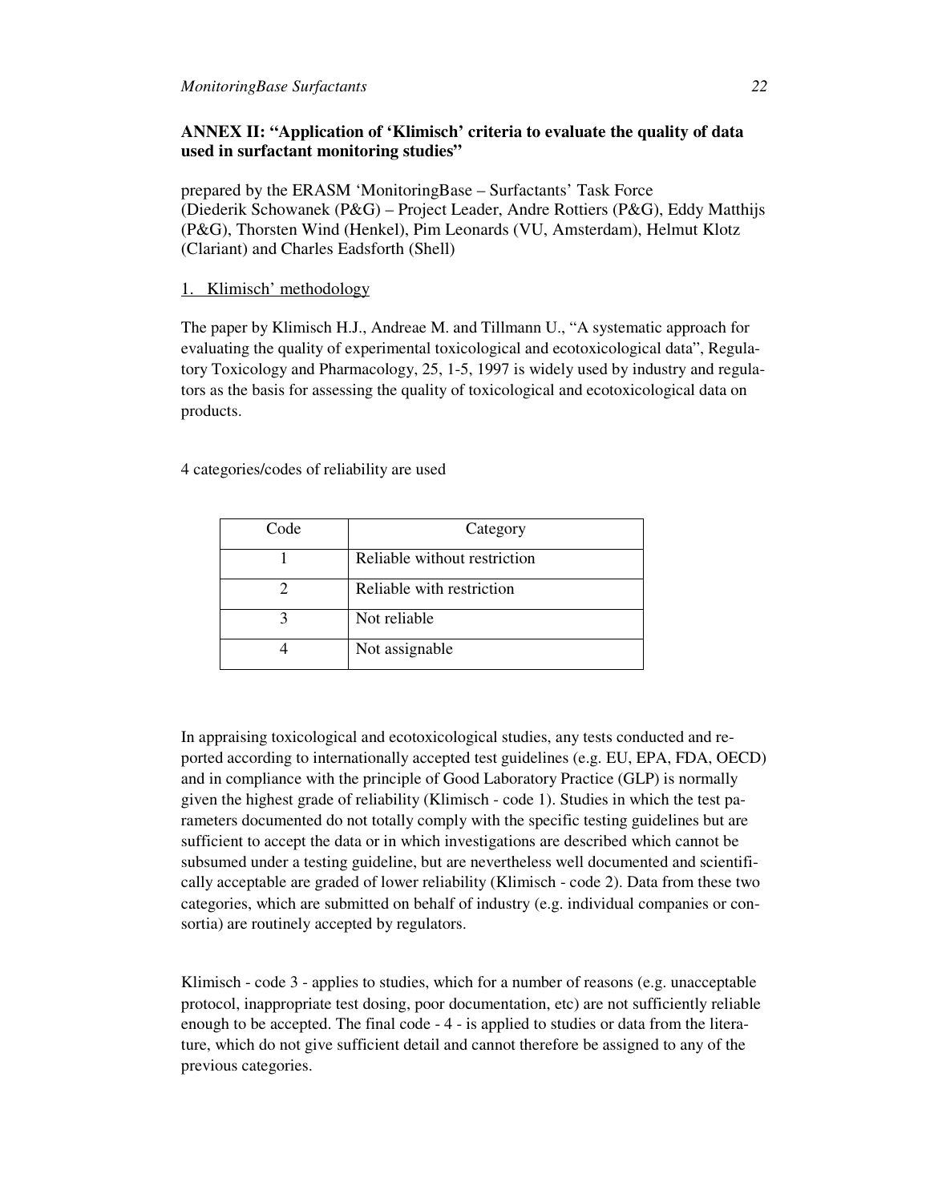## ANNEX II: "Application of 'Klimisch' criteria to evaluate the quality of data used in surfactant monitoring studies"

prepared by the ERASM 'MonitoringBase – Surfactants' Task Force (Diederik Schowanek (P&G) – Project Leader, Andre Rottiers (P&G), Eddy Matthijs (P&G), Thorsten Wind (Henkel), Pim Leonards (VU, Amsterdam), Helmut Klotz (Clariant) and Charles Eadsforth (Shell)

1. Klimisch' methodology

The paper by Klimisch H.J., Andreae M. and Tillmann U., "A systematic approach for evaluating the quality of experimental toxicological and ecotoxicological data", Regulatory Toxicology and Pharmacology, 25, 1-5, 1997 is widely used by industry and regulators as the basis for assessing the quality of toxicological and ecotoxicological data on products.

4 categories/codes of reliability are used

| Code | Category |
|---|---|
| 1 | Reliable without restriction |
| 2 | Reliable with restriction |
| 3 | Not reliable |
| 4 | Not assignable |

In appraising toxicological and ecotoxicological studies, any tests conducted and reported according to internationally accepted test guidelines (e.g. EU, EPA, FDA, OECD) and in compliance with the principle of Good Laboratory Practice (GLP) is normally given the highest grade of reliability (Klimisch - code 1). Studies in which the test parameters documented do not totally comply with the specific testing guidelines but are sufficient to accept the data or in which investigations are described which cannot be subsumed under a testing guideline, but are nevertheless well documented and scientifically acceptable are graded of lower reliability (Klimisch - code 2). Data from these two categories, which are submitted on behalf of industry (e.g. individual companies or consortia) are routinely accepted by regulators.

Klimisch - code 3 - applies to studies, which for a number of reasons (e.g. unacceptable protocol, inappropriate test dosing, poor documentation, etc) are not sufficiently reliable enough to be accepted. The final code - 4 - is applied to studies or data from the literature, which do not give sufficient detail and cannot therefore be assigned to any of the previous categories.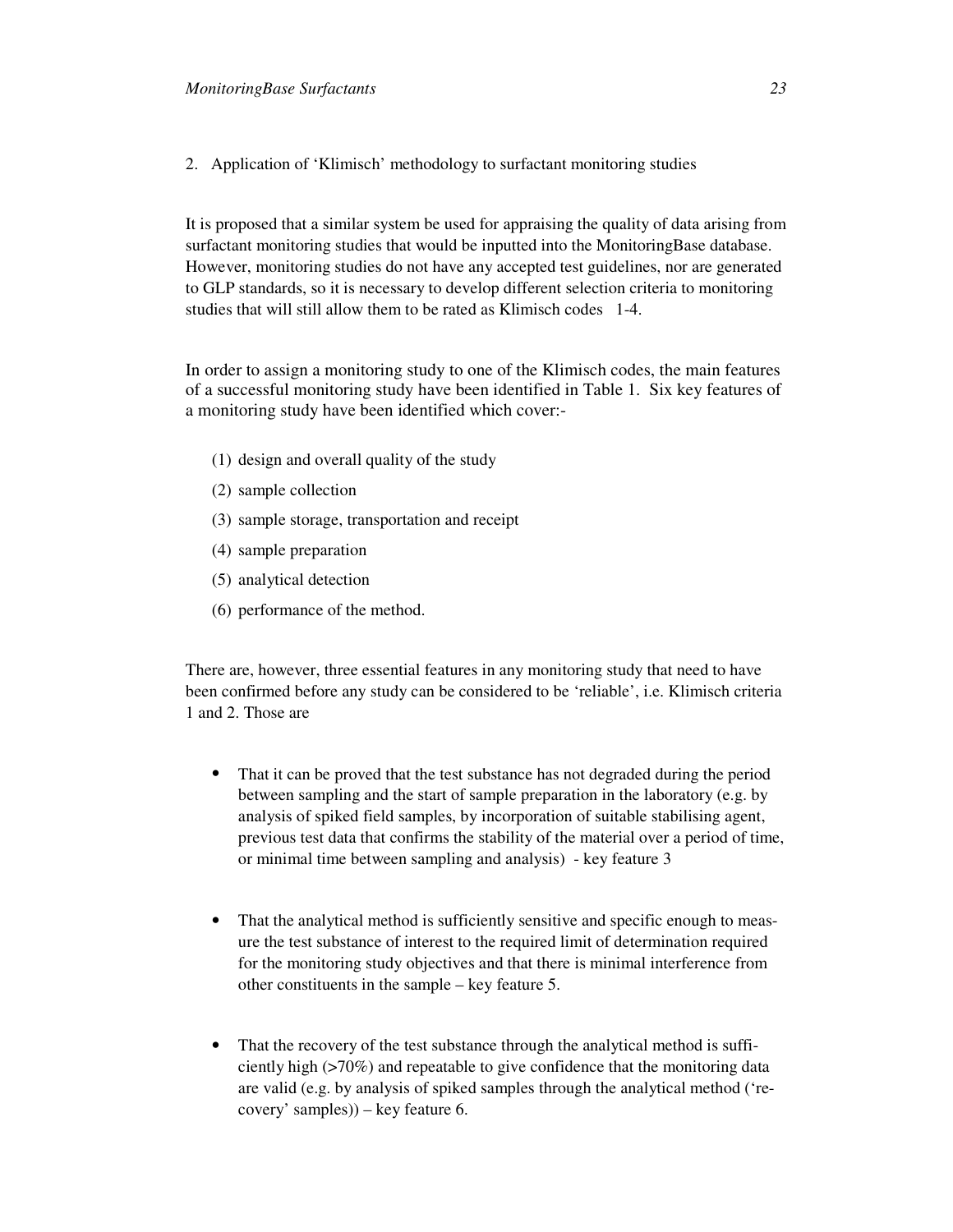## 2. Application of 'Klimisch' methodology to surfactant monitoring studies

It is proposed that a similar system be used for appraising the quality of data arising from surfactant monitoring studies that would be inputted into the MonitoringBase database. However, monitoring studies do not have any accepted test guidelines, nor are generated to GLP standards, so it is necessary to develop different selection criteria to monitoring studies that will still allow them to be rated as Klimisch codes 1-4.

In order to assign a monitoring study to one of the Klimisch codes, the main features of a successful monitoring study have been identified in Table 1. Six key features of a monitoring study have been identified which cover:-

(1) design and overall quality of the study

(2) sample collection

(3) sample storage, transportation and receipt

(4) sample preparation

(5) analytical detection

(6) performance of the method.

There are, however, three essential features in any monitoring study that need to have been confirmed before any study can be considered to be 'reliable', i.e. Klimisch criteria 1 and 2. Those are

- That it can be proved that the test substance has not degraded during the period between sampling and the start of sample preparation in the laboratory (e.g. by analysis of spiked field samples, by incorporation of suitable stabilising agent, previous test data that confirms the stability of the material over a period of time, or minimal time between sampling and analysis) - key feature 3

- That the analytical method is sufficiently sensitive and specific enough to measure the test substance of interest to the required limit of determination required for the monitoring study objectives and that there is minimal interference from other constituents in the sample – key feature 5.

- That the recovery of the test substance through the analytical method is sufficiently high (>70%) and repeatable to give confidence that the monitoring data are valid (e.g. by analysis of spiked samples through the analytical method ('recovery' samples)) – key feature 6.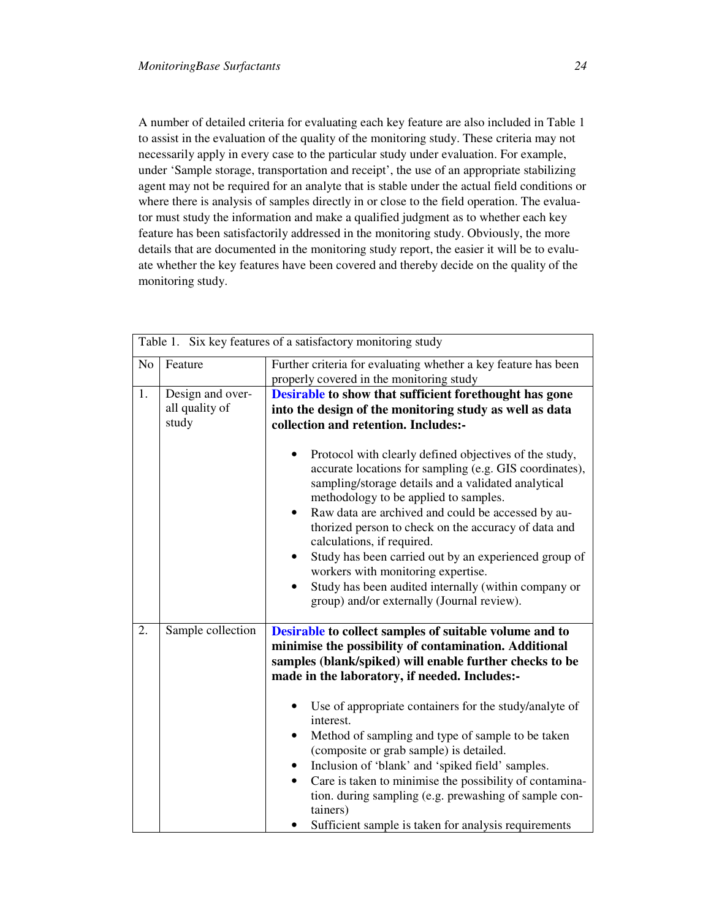A number of detailed criteria for evaluating each key feature are also included in Table 1 to assist in the evaluation of the quality of the monitoring study. These criteria may not necessarily apply in every case to the particular study under evaluation. For example, under 'Sample storage, transportation and receipt', the use of an appropriate stabilizing agent may not be required for an analyte that is stable under the actual field conditions or where there is analysis of samples directly in or close to the field operation. The evaluator must study the information and make a qualified judgment as to whether each key feature has been satisfactorily addressed in the monitoring study. Obviously, the more details that are documented in the monitoring study report, the easier it will be to evaluate whether the key features have been covered and thereby decide on the quality of the monitoring study.

Table 1. Six key features of a satisfactory monitoring study

| No | Feature | Further criteria for evaluating whether a key feature has been properly covered in the monitoring study |
|---|---|---|
| 1. | Design and overall quality of study | **Desirable to show that sufficient forethought has gone into the design of the monitoring study as well as data collection and retention. Includes:-**<br><br>• Protocol with clearly defined objectives of the study, accurate locations for sampling (e.g. GIS coordinates), sampling/storage details and a validated analytical methodology to be applied to samples.<br>• Raw data are archived and could be accessed by authorized person to check on the accuracy of data and calculations, if required.<br>• Study has been carried out by an experienced group of workers with monitoring expertise.<br>• Study has been audited internally (within company or group) and/or externally (Journal review). |
| 2. | Sample collection | **Desirable to collect samples of suitable volume and to minimise the possibility of contamination. Additional samples (blank/spiked) will enable further checks to be made in the laboratory, if needed. Includes:-**<br><br>• Use of appropriate containers for the study/analyte of interest.<br>• Method of sampling and type of sample to be taken (composite or grab sample) is detailed.<br>• Inclusion of 'blank' and 'spiked field' samples.<br>• Care is taken to minimise the possibility of contamination. during sampling (e.g. prewashing of sample containers)<br>• Sufficient sample is taken for analysis requirements |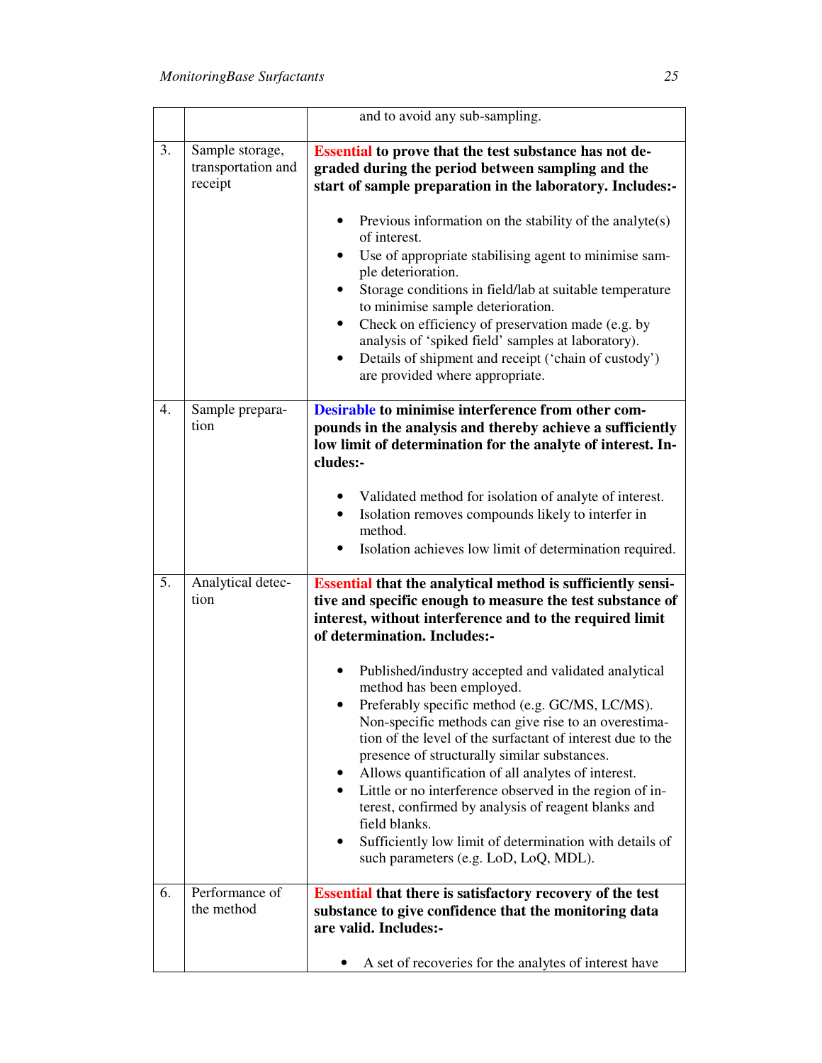| | | |
|---|---|---|
| | | and to avoid any sub-sampling. |
| 3. | Sample storage, transportation and receipt | **Essential to prove that the test substance has not degraded during the period between sampling and the start of sample preparation in the laboratory. Includes:-**<br><br>• Previous information on the stability of the analyte(s) of interest.<br>• Use of appropriate stabilising agent to minimise sample deterioration.<br>• Storage conditions in field/lab at suitable temperature to minimise sample deterioration.<br>• Check on efficiency of preservation made (e.g. by analysis of 'spiked field' samples at laboratory).<br>• Details of shipment and receipt ('chain of custody') are provided where appropriate. |
| 4. | Sample preparation | **Desirable to minimise interference from other compounds in the analysis and thereby achieve a sufficiently low limit of determination for the analyte of interest. Includes:-**<br><br>• Validated method for isolation of analyte of interest.<br>• Isolation removes compounds likely to interfer in method.<br>• Isolation achieves low limit of determination required. |
| 5. | Analytical detection | **Essential that the analytical method is sufficiently sensitive and specific enough to measure the test substance of interest, without interference and to the required limit of determination. Includes:-**<br><br>• Published/industry accepted and validated analytical method has been employed.<br>• Preferably specific method (e.g. GC/MS, LC/MS). Non-specific methods can give rise to an overestimation of the level of the surfactant of interest due to the presence of structurally similar substances.<br>• Allows quantification of all analytes of interest.<br>• Little or no interference observed in the region of interest, confirmed by analysis of reagent blanks and field blanks.<br>• Sufficiently low limit of determination with details of such parameters (e.g. LoD, LoQ, MDL). |
| 6. | Performance of the method | **Essential that there is satisfactory recovery of the test substance to give confidence that the monitoring data are valid. Includes:-**<br><br>• A set of recoveries for the analytes of interest have |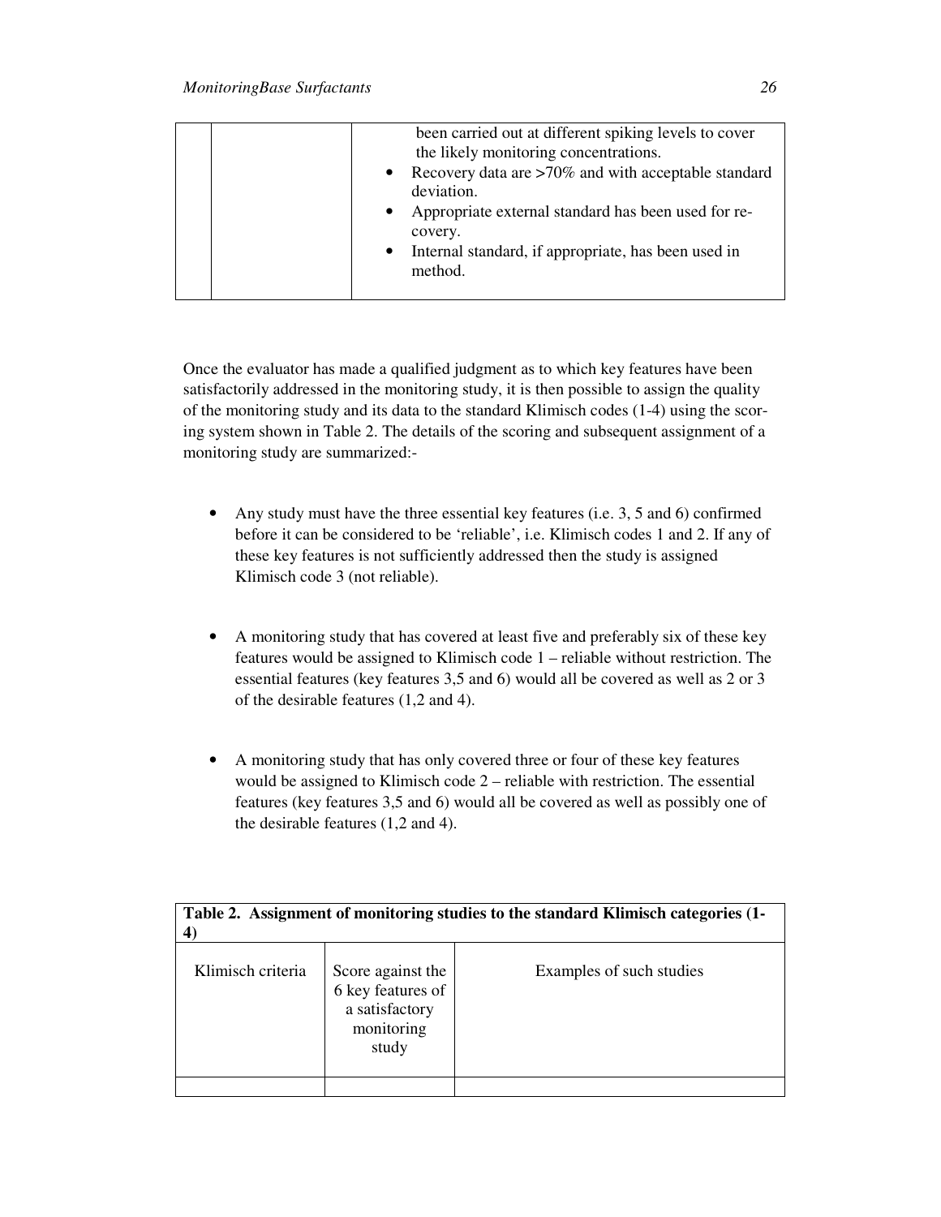| | | |
|---|---|---|
| | | been carried out at different spiking levels to cover the likely monitoring concentrations.<br>• Recovery data are >70% and with acceptable standard deviation.<br>• Appropriate external standard has been used for recovery.<br>• Internal standard, if appropriate, has been used in method. |

Once the evaluator has made a qualified judgment as to which key features have been satisfactorily addressed in the monitoring study, it is then possible to assign the quality of the monitoring study and its data to the standard Klimisch codes (1-4) using the scoring system shown in Table 2. The details of the scoring and subsequent assignment of a monitoring study are summarized:-

- Any study must have the three essential key features (i.e. 3, 5 and 6) confirmed before it can be considered to be 'reliable', i.e. Klimisch codes 1 and 2. If any of these key features is not sufficiently addressed then the study is assigned Klimisch code 3 (not reliable).

- A monitoring study that has covered at least five and preferably six of these key features would be assigned to Klimisch code 1 – reliable without restriction. The essential features (key features 3,5 and 6) would all be covered as well as 2 or 3 of the desirable features (1,2 and 4).

- A monitoring study that has only covered three or four of these key features would be assigned to Klimisch code 2 – reliable with restriction. The essential features (key features 3,5 and 6) would all be covered as well as possibly one of the desirable features (1,2 and 4).

**Table 2. Assignment of monitoring studies to the standard Klimisch categories (1-4)**

| Klimisch criteria | Score against the 6 key features of a satisfactory monitoring study | Examples of such studies |
|---|---|---|
| | | |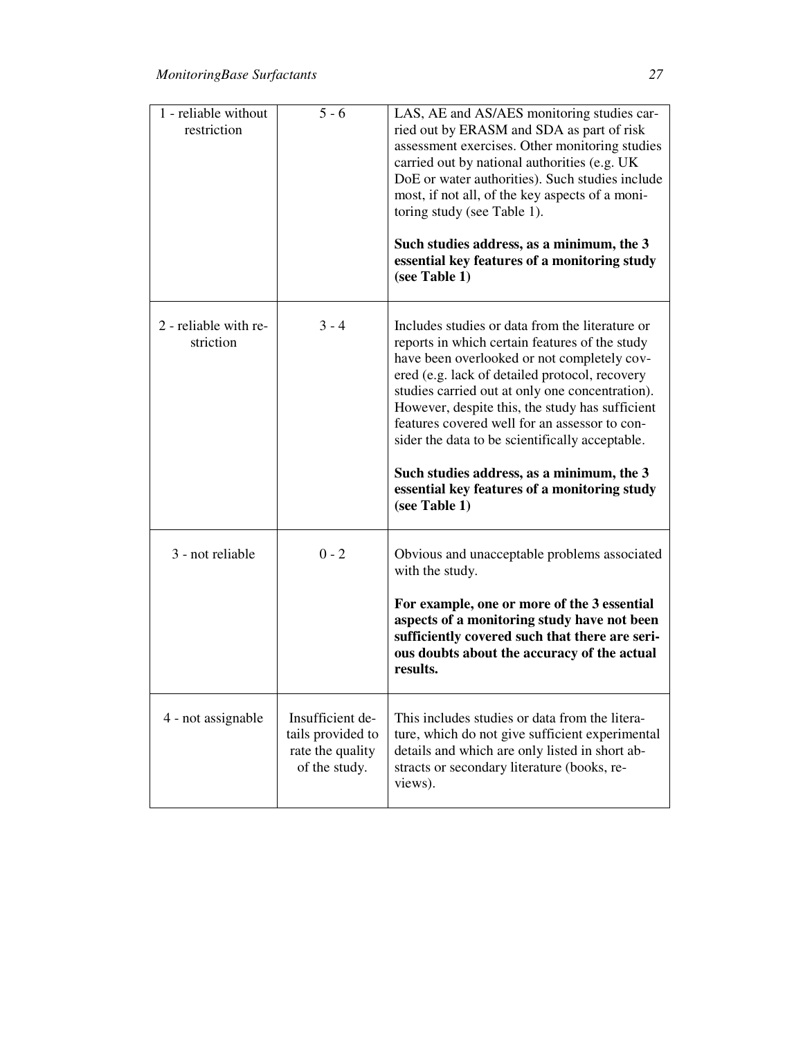| | | |
|---|---|---|
| 1 - reliable without restriction | 5 - 6 | LAS, AE and AS/AES monitoring studies carried out by ERASM and SDA as part of risk assessment exercises. Other monitoring studies carried out by national authorities (e.g. UK DoE or water authorities). Such studies include most, if not all, of the key aspects of a monitoring study (see Table 1).<br><br>**Such studies address, as a minimum, the 3 essential key features of a monitoring study (see Table 1)** |
| 2 - reliable with restriction | 3 - 4 | Includes studies or data from the literature or reports in which certain features of the study have been overlooked or not completely covered (e.g. lack of detailed protocol, recovery studies carried out at only one concentration). However, despite this, the study has sufficient features covered well for an assessor to consider the data to be scientifically acceptable.<br><br>**Such studies address, as a minimum, the 3 essential key features of a monitoring study (see Table 1)** |
| 3 - not reliable | 0 - 2 | Obvious and unacceptable problems associated with the study.<br><br>**For example, one or more of the 3 essential aspects of a monitoring study have not been sufficiently covered such that there are serious doubts about the accuracy of the actual results.** |
| 4 - not assignable | Insufficient details provided to rate the quality of the study. | This includes studies or data from the literature, which do not give sufficient experimental details and which are only listed in short abstracts or secondary literature (books, reviews). |